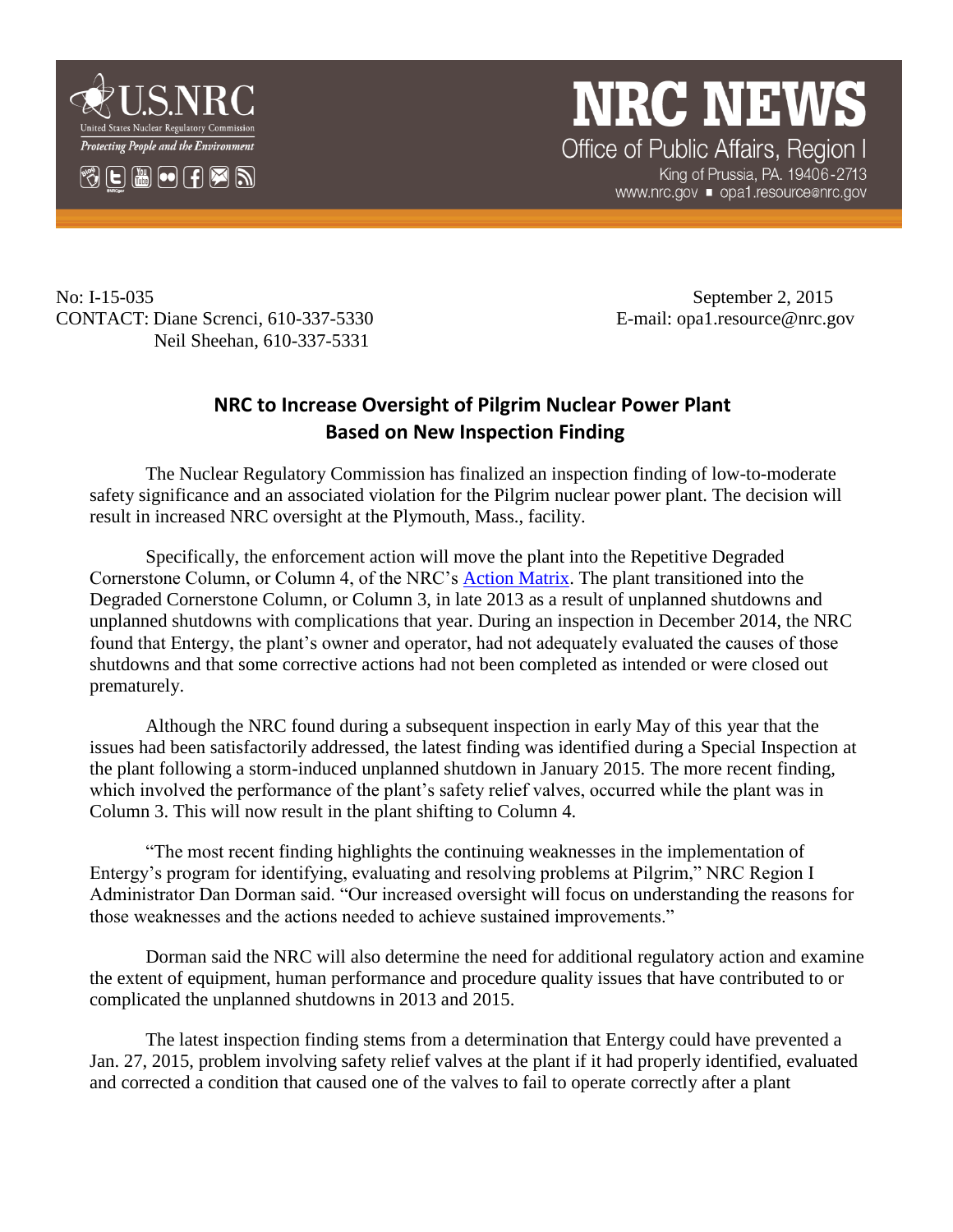U.S.NRC
United States Nuclear Regulatory Commission
*Protecting People and the Environment*

# NRC NEWS

Office of Public Affairs, Region I
King of Prussia, PA. 19406-2713
www.nrc.gov ▪ opa1.resource@nrc.gov

No: I-15-035 September 2, 2015
CONTACT: Diane Screnci, 610-337-5330 E-mail: opa1.resource@nrc.gov
Neil Sheehan, 610-337-5331

## NRC to Increase Oversight of Pilgrim Nuclear Power Plant Based on New Inspection Finding

The Nuclear Regulatory Commission has finalized an inspection finding of low-to-moderate safety significance and an associated violation for the Pilgrim nuclear power plant. The decision will result in increased NRC oversight at the Plymouth, Mass., facility.

Specifically, the enforcement action will move the plant into the Repetitive Degraded Cornerstone Column, or Column 4, of the NRC's Action Matrix. The plant transitioned into the Degraded Cornerstone Column, or Column 3, in late 2013 as a result of unplanned shutdowns and unplanned shutdowns with complications that year. During an inspection in December 2014, the NRC found that Entergy, the plant's owner and operator, had not adequately evaluated the causes of those shutdowns and that some corrective actions had not been completed as intended or were closed out prematurely.

Although the NRC found during a subsequent inspection in early May of this year that the issues had been satisfactorily addressed, the latest finding was identified during a Special Inspection at the plant following a storm-induced unplanned shutdown in January 2015. The more recent finding, which involved the performance of the plant's safety relief valves, occurred while the plant was in Column 3. This will now result in the plant shifting to Column 4.

"The most recent finding highlights the continuing weaknesses in the implementation of Entergy's program for identifying, evaluating and resolving problems at Pilgrim," NRC Region I Administrator Dan Dorman said. "Our increased oversight will focus on understanding the reasons for those weaknesses and the actions needed to achieve sustained improvements."

Dorman said the NRC will also determine the need for additional regulatory action and examine the extent of equipment, human performance and procedure quality issues that have contributed to or complicated the unplanned shutdowns in 2013 and 2015.

The latest inspection finding stems from a determination that Entergy could have prevented a Jan. 27, 2015, problem involving safety relief valves at the plant if it had properly identified, evaluated and corrected a condition that caused one of the valves to fail to operate correctly after a plant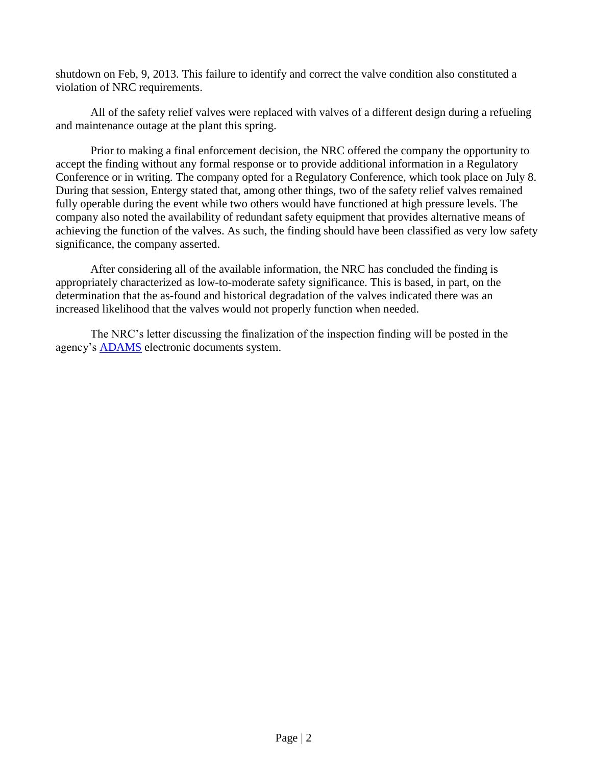shutdown on Feb, 9, 2013. This failure to identify and correct the valve condition also constituted a violation of NRC requirements.

All of the safety relief valves were replaced with valves of a different design during a refueling and maintenance outage at the plant this spring.

Prior to making a final enforcement decision, the NRC offered the company the opportunity to accept the finding without any formal response or to provide additional information in a Regulatory Conference or in writing. The company opted for a Regulatory Conference, which took place on July 8. During that session, Entergy stated that, among other things, two of the safety relief valves remained fully operable during the event while two others would have functioned at high pressure levels. The company also noted the availability of redundant safety equipment that provides alternative means of achieving the function of the valves. As such, the finding should have been classified as very low safety significance, the company asserted.

After considering all of the available information, the NRC has concluded the finding is appropriately characterized as low-to-moderate safety significance. This is based, in part, on the determination that the as-found and historical degradation of the valves indicated there was an increased likelihood that the valves would not properly function when needed.

The NRC's letter discussing the finalization of the inspection finding will be posted in the agency's [ADAMS](ADAMS) electronic documents system.